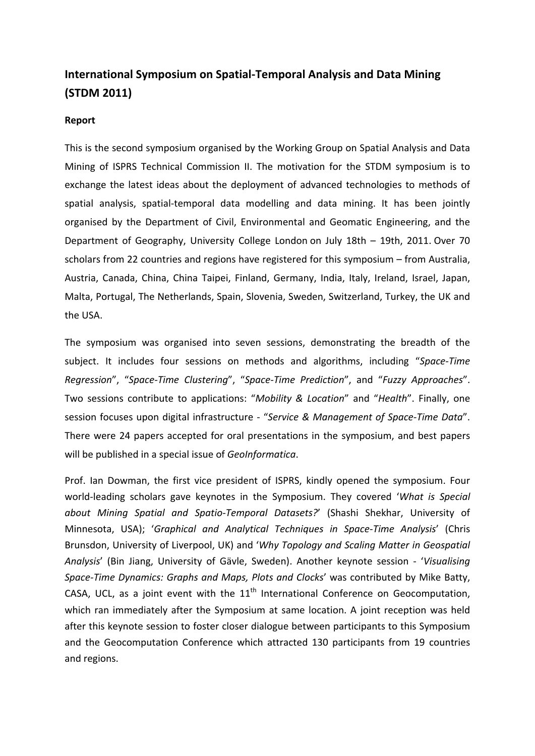# International Symposium on Spatial-Temporal Analysis and Data Mining (STDM 2011)

**Report**

This is the second symposium organised by the Working Group on Spatial Analysis and Data Mining of ISPRS Technical Commission II. The motivation for the STDM symposium is to exchange the latest ideas about the deployment of advanced technologies to methods of spatial analysis, spatial-temporal data modelling and data mining. It has been jointly organised by the Department of Civil, Environmental and Geomatic Engineering, and the Department of Geography, University College London on July 18th – 19th, 2011. Over 70 scholars from 22 countries and regions have registered for this symposium – from Australia, Austria, Canada, China, China Taipei, Finland, Germany, India, Italy, Ireland, Israel, Japan, Malta, Portugal, The Netherlands, Spain, Slovenia, Sweden, Switzerland, Turkey, the UK and the USA.

The symposium was organised into seven sessions, demonstrating the breadth of the subject. It includes four sessions on methods and algorithms, including "*Space-Time Regression*", "*Space-Time Clustering*", "*Space-Time Prediction*", and "*Fuzzy Approaches*". Two sessions contribute to applications: "*Mobility & Location*" and "*Health*". Finally, one session focuses upon digital infrastructure - "*Service & Management of Space-Time Data*". There were 24 papers accepted for oral presentations in the symposium, and best papers will be published in a special issue of *GeoInformatica*.

Prof. Ian Dowman, the first vice president of ISPRS, kindly opened the symposium. Four world-leading scholars gave keynotes in the Symposium. They covered '*What is Special about Mining Spatial and Spatio-Temporal Datasets?*' (Shashi Shekhar, University of Minnesota, USA); '*Graphical and Analytical Techniques in Space-Time Analysis*' (Chris Brunsdon, University of Liverpool, UK) and '*Why Topology and Scaling Matter in Geospatial Analysis*' (Bin Jiang, University of Gävle, Sweden). Another keynote session - '*Visualising Space-Time Dynamics: Graphs and Maps, Plots and Clocks*' was contributed by Mike Batty, CASA, UCL, as a joint event with the 11th International Conference on Geocomputation, which ran immediately after the Symposium at same location. A joint reception was held after this keynote session to foster closer dialogue between participants to this Symposium and the Geocomputation Conference which attracted 130 participants from 19 countries and regions.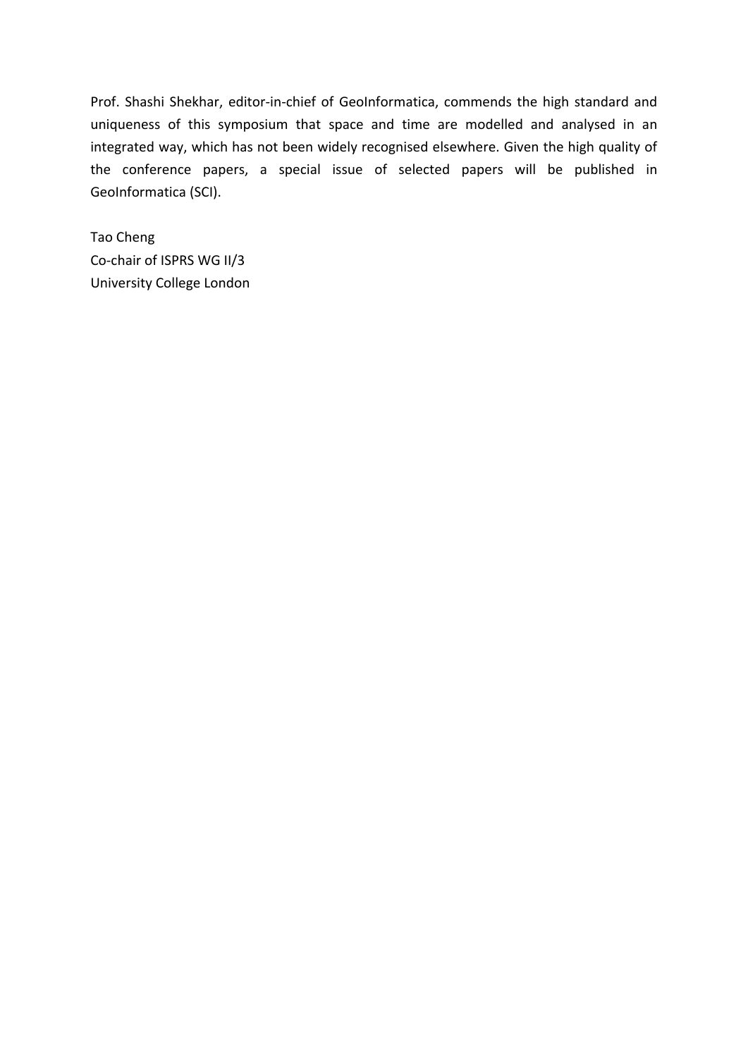Prof. Shashi Shekhar, editor-in-chief of GeoInformatica, commends the high standard and uniqueness of this symposium that space and time are modelled and analysed in an integrated way, which has not been widely recognised elsewhere. Given the high quality of the conference papers, a special issue of selected papers will be published in GeoInformatica (SCI).

Tao Cheng  
Co-chair of ISPRS WG II/3  
University College London